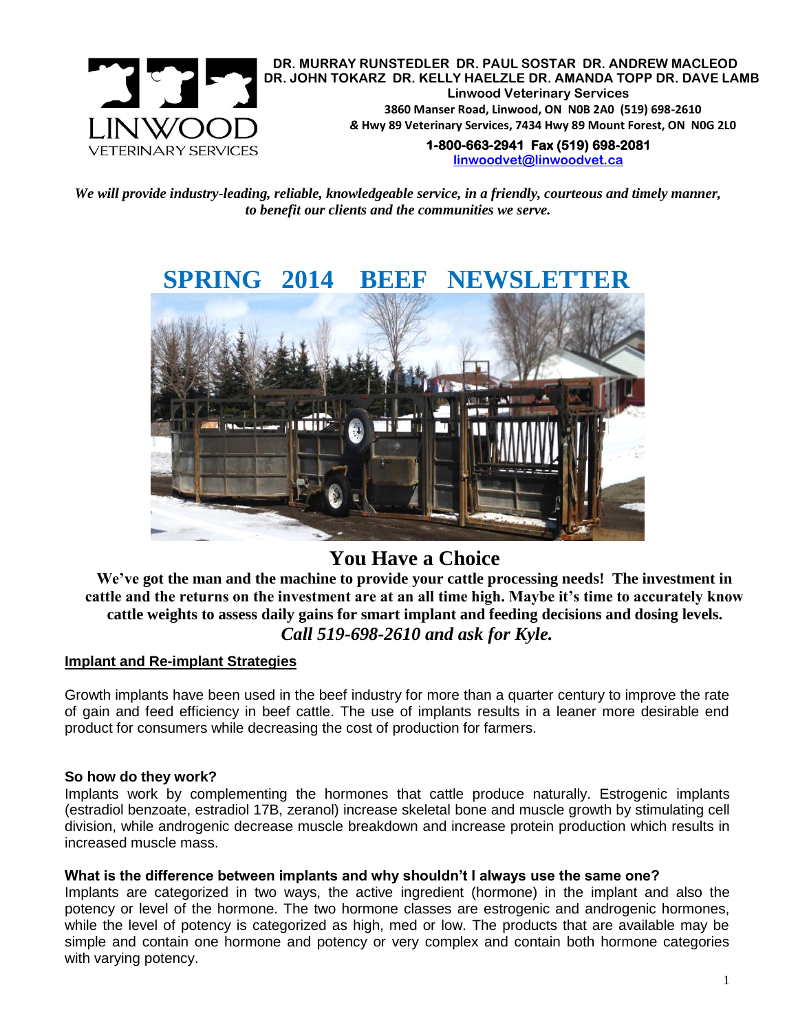DR. MURRAY RUNSTEDLER DR. PAUL SOSTAR DR. ANDREW MACLEOD
DR. JOHN TOKARZ DR. KELLY HAELZLE DR. AMANDA TOPP DR. DAVE LAMB

**Linwood Veterinary Services**
**3860 Manser Road, Linwood, ON N0B 2A0 (519) 698-2610**
**& Hwy 89 Veterinary Services, 7434 Hwy 89 Mount Forest, ON N0G 2L0**
**1-800-663-2941 Fax (519) 698-2081**
**linwoodvet@linwoodvet.ca**

*We will provide industry-leading, reliable, knowledgeable service, in a friendly, courteous and timely manner, to benefit our clients and the communities we serve.*

# SPRING 2014 BEEF NEWSLETTER

## You Have a Choice

**We've got the man and the machine to provide your cattle processing needs! The investment in cattle and the returns on the investment are at an all time high. Maybe it's time to accurately know cattle weights to assess daily gains for smart implant and feeding decisions and dosing levels.**

***Call 519-698-2610 and ask for Kyle.***

### Implant and Re-implant Strategies

Growth implants have been used in the beef industry for more than a quarter century to improve the rate of gain and feed efficiency in beef cattle. The use of implants results in a leaner more desirable end product for consumers while decreasing the cost of production for farmers.

**So how do they work?**

Implants work by complementing the hormones that cattle produce naturally. Estrogenic implants (estradiol benzoate, estradiol 17B, zeranol) increase skeletal bone and muscle growth by stimulating cell division, while androgenic decrease muscle breakdown and increase protein production which results in increased muscle mass.

**What is the difference between implants and why shouldn't I always use the same one?**

Implants are categorized in two ways, the active ingredient (hormone) in the implant and also the potency or level of the hormone. The two hormone classes are estrogenic and androgenic hormones, while the level of potency is categorized as high, med or low. The products that are available may be simple and contain one hormone and potency or very complex and contain both hormone categories with varying potency.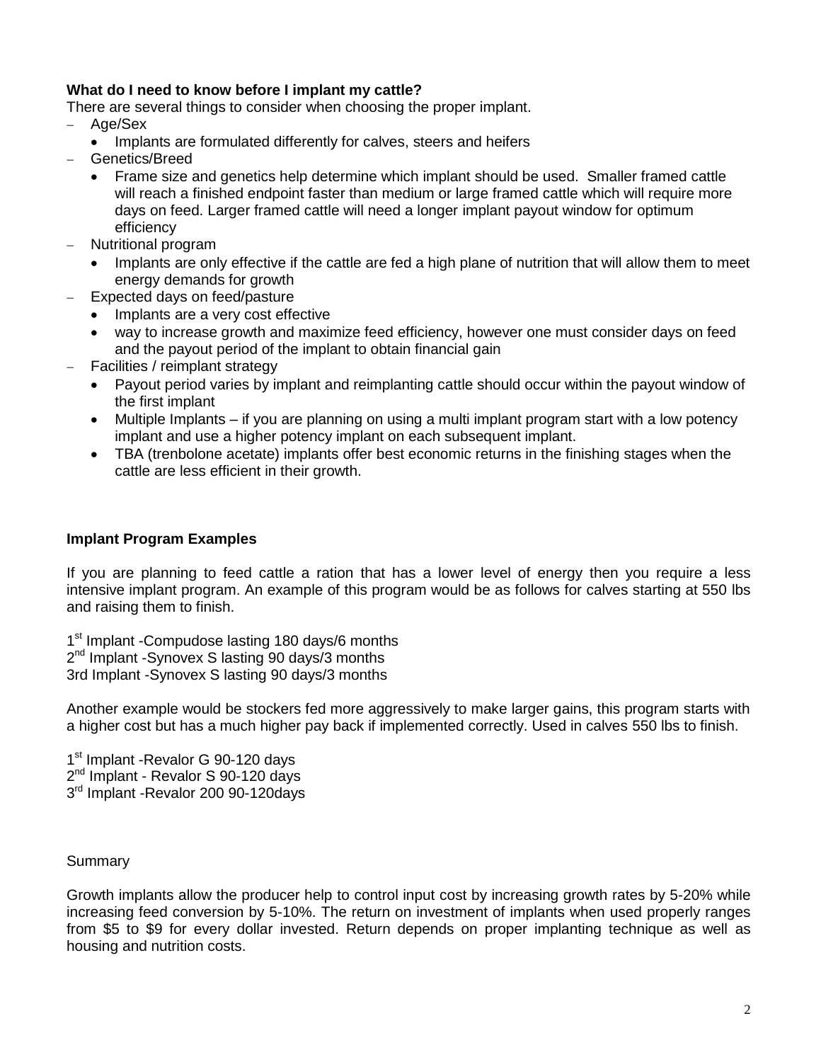**What do I need to know before I implant my cattle?**

There are several things to consider when choosing the proper implant.

- Age/Sex
  - Implants are formulated differently for calves, steers and heifers
- Genetics/Breed
  - Frame size and genetics help determine which implant should be used. Smaller framed cattle will reach a finished endpoint faster than medium or large framed cattle which will require more days on feed. Larger framed cattle will need a longer implant payout window for optimum efficiency
- Nutritional program
  - Implants are only effective if the cattle are fed a high plane of nutrition that will allow them to meet energy demands for growth
- Expected days on feed/pasture
  - Implants are a very cost effective
  - way to increase growth and maximize feed efficiency, however one must consider days on feed and the payout period of the implant to obtain financial gain
- Facilities / reimplant strategy
  - Payout period varies by implant and reimplanting cattle should occur within the payout window of the first implant
  - Multiple Implants – if you are planning on using a multi implant program start with a low potency implant and use a higher potency implant on each subsequent implant.
  - TBA (trenbolone acetate) implants offer best economic returns in the finishing stages when the cattle are less efficient in their growth.

**Implant Program Examples**

If you are planning to feed cattle a ration that has a lower level of energy then you require a less intensive implant program. An example of this program would be as follows for calves starting at 550 lbs and raising them to finish.

1st Implant -Compudose lasting 180 days/6 months
2nd Implant -Synovex S lasting 90 days/3 months
3rd Implant -Synovex S lasting 90 days/3 months

Another example would be stockers fed more aggressively to make larger gains, this program starts with a higher cost but has a much higher pay back if implemented correctly. Used in calves 550 lbs to finish.

1st Implant -Revalor G 90-120 days
2nd Implant - Revalor S 90-120 days
3rd Implant -Revalor 200 90-120days

Summary

Growth implants allow the producer help to control input cost by increasing growth rates by 5-20% while increasing feed conversion by 5-10%. The return on investment of implants when used properly ranges from $5 to $9 for every dollar invested. Return depends on proper implanting technique as well as housing and nutrition costs.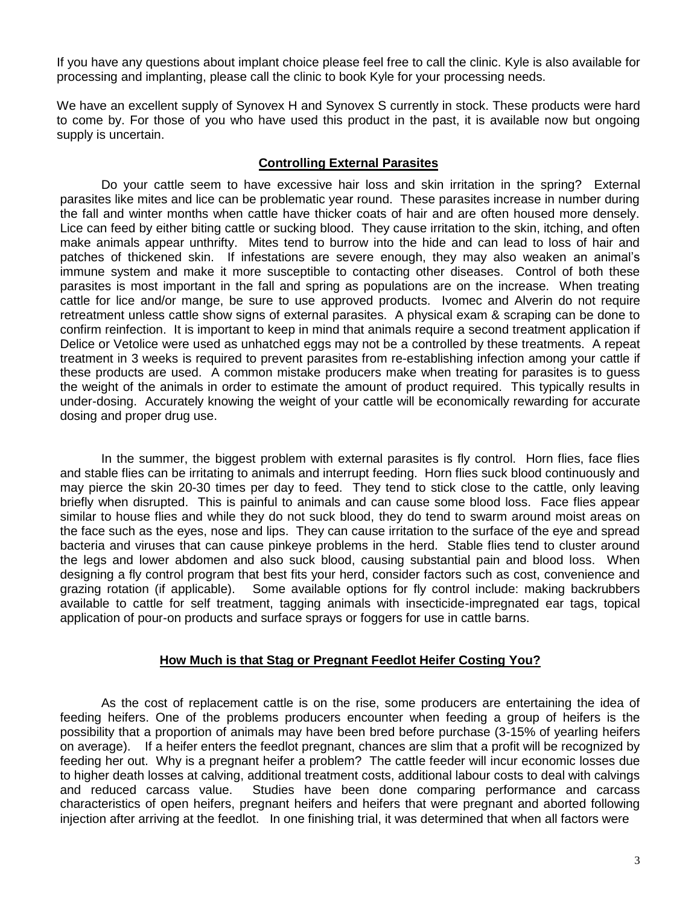If you have any questions about implant choice please feel free to call the clinic. Kyle is also available for processing and implanting, please call the clinic to book Kyle for your processing needs.

We have an excellent supply of Synovex H and Synovex S currently in stock. These products were hard to come by. For those of you who have used this product in the past, it is available now but ongoing supply is uncertain.

## Controlling External Parasites

Do your cattle seem to have excessive hair loss and skin irritation in the spring? External parasites like mites and lice can be problematic year round. These parasites increase in number during the fall and winter months when cattle have thicker coats of hair and are often housed more densely. Lice can feed by either biting cattle or sucking blood. They cause irritation to the skin, itching, and often make animals appear unthrifty. Mites tend to burrow into the hide and can lead to loss of hair and patches of thickened skin. If infestations are severe enough, they may also weaken an animal's immune system and make it more susceptible to contacting other diseases. Control of both these parasites is most important in the fall and spring as populations are on the increase. When treating cattle for lice and/or mange, be sure to use approved products. Ivomec and Alverin do not require retreatment unless cattle show signs of external parasites. A physical exam & scraping can be done to confirm reinfection. It is important to keep in mind that animals require a second treatment application if Delice or Vetolice were used as unhatched eggs may not be a controlled by these treatments. A repeat treatment in 3 weeks is required to prevent parasites from re-establishing infection among your cattle if these products are used. A common mistake producers make when treating for parasites is to guess the weight of the animals in order to estimate the amount of product required. This typically results in under-dosing. Accurately knowing the weight of your cattle will be economically rewarding for accurate dosing and proper drug use.

In the summer, the biggest problem with external parasites is fly control. Horn flies, face flies and stable flies can be irritating to animals and interrupt feeding. Horn flies suck blood continuously and may pierce the skin 20-30 times per day to feed. They tend to stick close to the cattle, only leaving briefly when disrupted. This is painful to animals and can cause some blood loss. Face flies appear similar to house flies and while they do not suck blood, they do tend to swarm around moist areas on the face such as the eyes, nose and lips. They can cause irritation to the surface of the eye and spread bacteria and viruses that can cause pinkeye problems in the herd. Stable flies tend to cluster around the legs and lower abdomen and also suck blood, causing substantial pain and blood loss. When designing a fly control program that best fits your herd, consider factors such as cost, convenience and grazing rotation (if applicable). Some available options for fly control include: making backrubbers available to cattle for self treatment, tagging animals with insecticide-impregnated ear tags, topical application of pour-on products and surface sprays or foggers for use in cattle barns.

## How Much is that Stag or Pregnant Feedlot Heifer Costing You?

As the cost of replacement cattle is on the rise, some producers are entertaining the idea of feeding heifers. One of the problems producers encounter when feeding a group of heifers is the possibility that a proportion of animals may have been bred before purchase (3-15% of yearling heifers on average). If a heifer enters the feedlot pregnant, chances are slim that a profit will be recognized by feeding her out. Why is a pregnant heifer a problem? The cattle feeder will incur economic losses due to higher death losses at calving, additional treatment costs, additional labour costs to deal with calvings and reduced carcass value. Studies have been done comparing performance and carcass characteristics of open heifers, pregnant heifers and heifers that were pregnant and aborted following injection after arriving at the feedlot. In one finishing trial, it was determined that when all factors were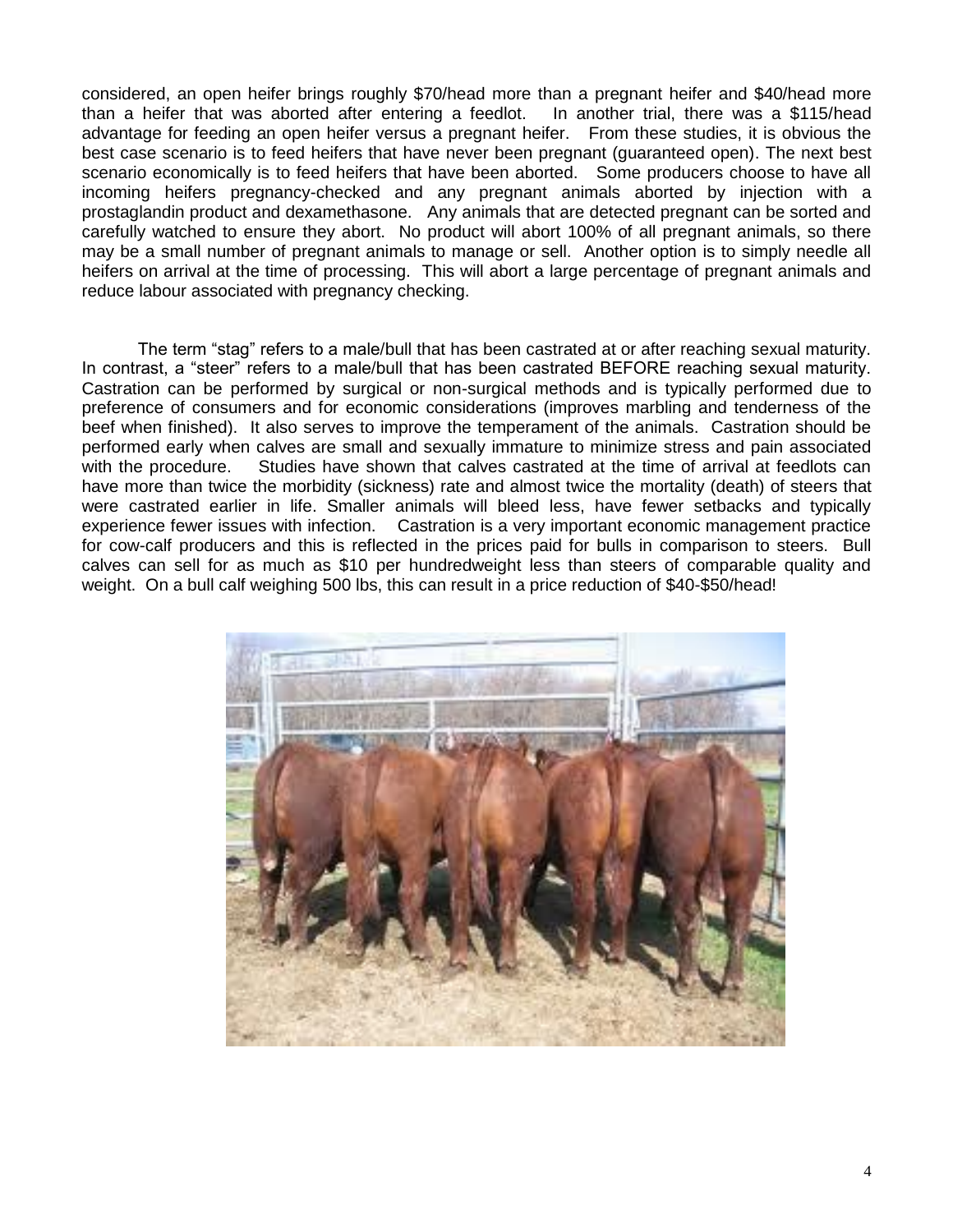considered, an open heifer brings roughly $70/head more than a pregnant heifer and $40/head more than a heifer that was aborted after entering a feedlot. In another trial, there was a $115/head advantage for feeding an open heifer versus a pregnant heifer. From these studies, it is obvious the best case scenario is to feed heifers that have never been pregnant (guaranteed open). The next best scenario economically is to feed heifers that have been aborted. Some producers choose to have all incoming heifers pregnancy-checked and any pregnant animals aborted by injection with a prostaglandin product and dexamethasone. Any animals that are detected pregnant can be sorted and carefully watched to ensure they abort. No product will abort 100% of all pregnant animals, so there may be a small number of pregnant animals to manage or sell. Another option is to simply needle all heifers on arrival at the time of processing. This will abort a large percentage of pregnant animals and reduce labour associated with pregnancy checking.

The term "stag" refers to a male/bull that has been castrated at or after reaching sexual maturity. In contrast, a "steer" refers to a male/bull that has been castrated BEFORE reaching sexual maturity. Castration can be performed by surgical or non-surgical methods and is typically performed due to preference of consumers and for economic considerations (improves marbling and tenderness of the beef when finished). It also serves to improve the temperament of the animals. Castration should be performed early when calves are small and sexually immature to minimize stress and pain associated with the procedure. Studies have shown that calves castrated at the time of arrival at feedlots can have more than twice the morbidity (sickness) rate and almost twice the mortality (death) of steers that were castrated earlier in life. Smaller animals will bleed less, have fewer setbacks and typically experience fewer issues with infection. Castration is a very important economic management practice for cow-calf producers and this is reflected in the prices paid for bulls in comparison to steers. Bull calves can sell for as much as $10 per hundredweight less than steers of comparable quality and weight. On a bull calf weighing 500 lbs, this can result in a price reduction of $40-$50/head!